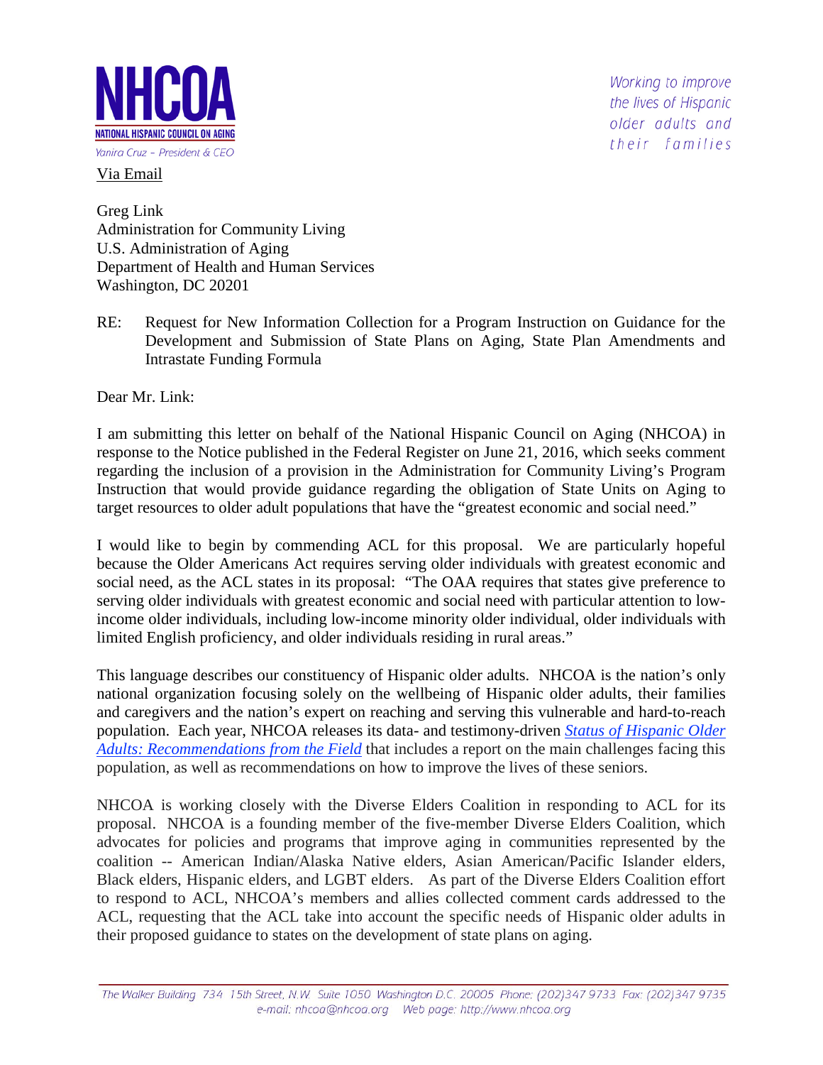**NHCOA**

**NATIONAL HISPANIC COUNCIL ON AGING**

*Yanira Cruz – President & CEO*

*Working to improve the lives of Hispanic older adults and their families*

Via Email

Greg Link
Administration for Community Living
U.S. Administration of Aging
Department of Health and Human Services
Washington, DC 20201

RE: Request for New Information Collection for a Program Instruction on Guidance for the Development and Submission of State Plans on Aging, State Plan Amendments and Intrastate Funding Formula

Dear Mr. Link:

I am submitting this letter on behalf of the National Hispanic Council on Aging (NHCOA) in response to the Notice published in the Federal Register on June 21, 2016, which seeks comment regarding the inclusion of a provision in the Administration for Community Living's Program Instruction that would provide guidance regarding the obligation of State Units on Aging to target resources to older adult populations that have the "greatest economic and social need."

I would like to begin by commending ACL for this proposal. We are particularly hopeful because the Older Americans Act requires serving older individuals with greatest economic and social need, as the ACL states in its proposal: "The OAA requires that states give preference to serving older individuals with greatest economic and social need with particular attention to low-income older individuals, including low-income minority older individual, older individuals with limited English proficiency, and older individuals residing in rural areas."

This language describes our constituency of Hispanic older adults. NHCOA is the nation's only national organization focusing solely on the wellbeing of Hispanic older adults, their families and caregivers and the nation's expert on reaching and serving this vulnerable and hard-to-reach population. Each year, NHCOA releases its data- and testimony-driven *Status of Hispanic Older Adults: Recommendations from the Field* that includes a report on the main challenges facing this population, as well as recommendations on how to improve the lives of these seniors.

NHCOA is working closely with the Diverse Elders Coalition in responding to ACL for its proposal. NHCOA is a founding member of the five-member Diverse Elders Coalition, which advocates for policies and programs that improve aging in communities represented by the coalition -- American Indian/Alaska Native elders, Asian American/Pacific Islander elders, Black elders, Hispanic elders, and LGBT elders. As part of the Diverse Elders Coalition effort to respond to ACL, NHCOA's members and allies collected comment cards addressed to the ACL, requesting that the ACL take into account the specific needs of Hispanic older adults in their proposed guidance to states on the development of state plans on aging.

The Walker Building 734 15th Street, N.W. Suite 1050 Washington D.C. 20005 Phone: (202)347 9733 Fax: (202)347 9735
e-mail: nhcoa@nhcoa.org Web page: http://www.nhcoa.org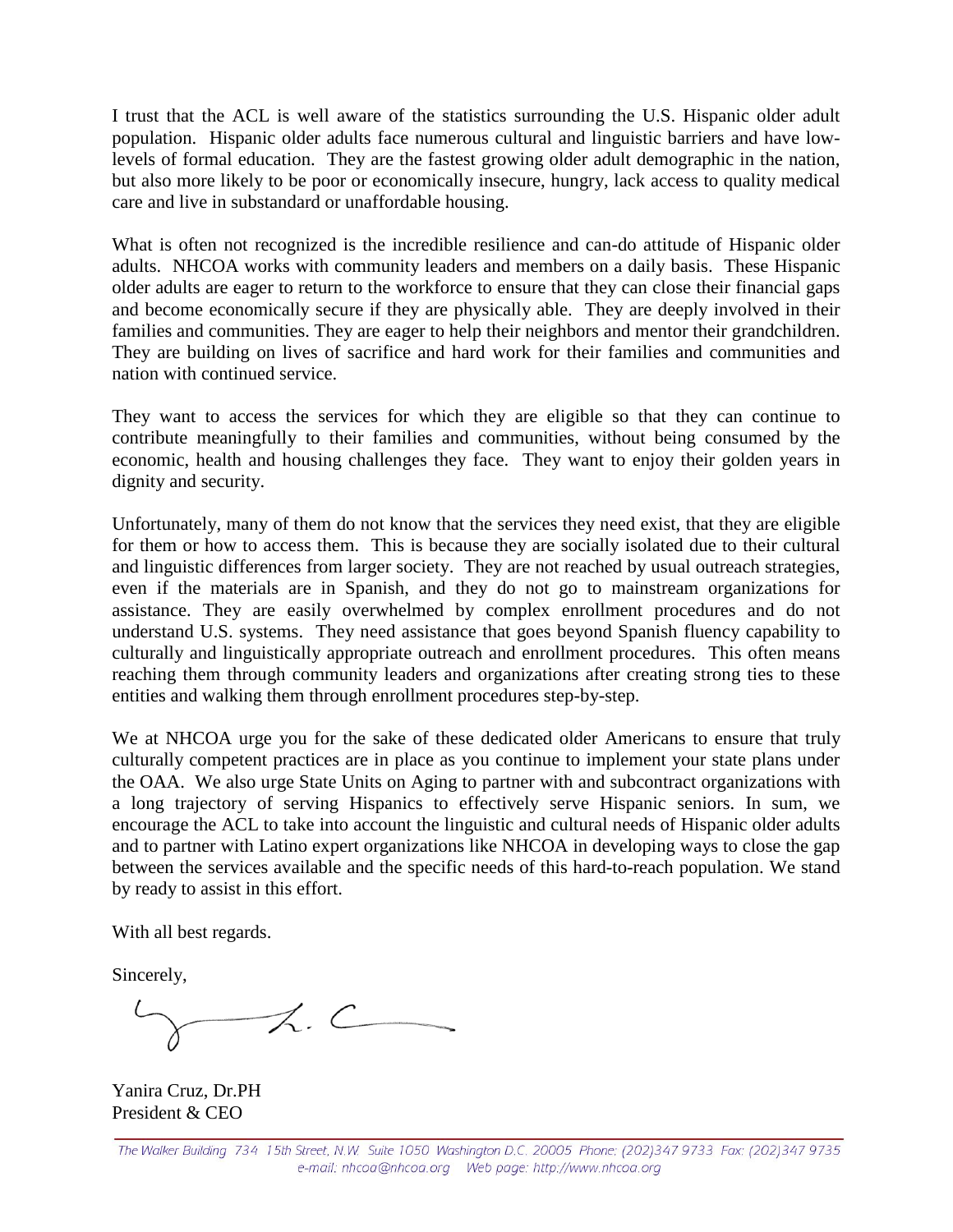I trust that the ACL is well aware of the statistics surrounding the U.S. Hispanic older adult population. Hispanic older adults face numerous cultural and linguistic barriers and have low-levels of formal education. They are the fastest growing older adult demographic in the nation, but also more likely to be poor or economically insecure, hungry, lack access to quality medical care and live in substandard or unaffordable housing.

What is often not recognized is the incredible resilience and can-do attitude of Hispanic older adults. NHCOA works with community leaders and members on a daily basis. These Hispanic older adults are eager to return to the workforce to ensure that they can close their financial gaps and become economically secure if they are physically able. They are deeply involved in their families and communities. They are eager to help their neighbors and mentor their grandchildren. They are building on lives of sacrifice and hard work for their families and communities and nation with continued service.

They want to access the services for which they are eligible so that they can continue to contribute meaningfully to their families and communities, without being consumed by the economic, health and housing challenges they face. They want to enjoy their golden years in dignity and security.

Unfortunately, many of them do not know that the services they need exist, that they are eligible for them or how to access them. This is because they are socially isolated due to their cultural and linguistic differences from larger society. They are not reached by usual outreach strategies, even if the materials are in Spanish, and they do not go to mainstream organizations for assistance. They are easily overwhelmed by complex enrollment procedures and do not understand U.S. systems. They need assistance that goes beyond Spanish fluency capability to culturally and linguistically appropriate outreach and enrollment procedures. This often means reaching them through community leaders and organizations after creating strong ties to these entities and walking them through enrollment procedures step-by-step.

We at NHCOA urge you for the sake of these dedicated older Americans to ensure that truly culturally competent practices are in place as you continue to implement your state plans under the OAA. We also urge State Units on Aging to partner with and subcontract organizations with a long trajectory of serving Hispanics to effectively serve Hispanic seniors. In sum, we encourage the ACL to take into account the linguistic and cultural needs of Hispanic older adults and to partner with Latino expert organizations like NHCOA in developing ways to close the gap between the services available and the specific needs of this hard-to-reach population. We stand by ready to assist in this effort.

With all best regards.

Sincerely,

Yanira Cruz, Dr.PH
President & CEO